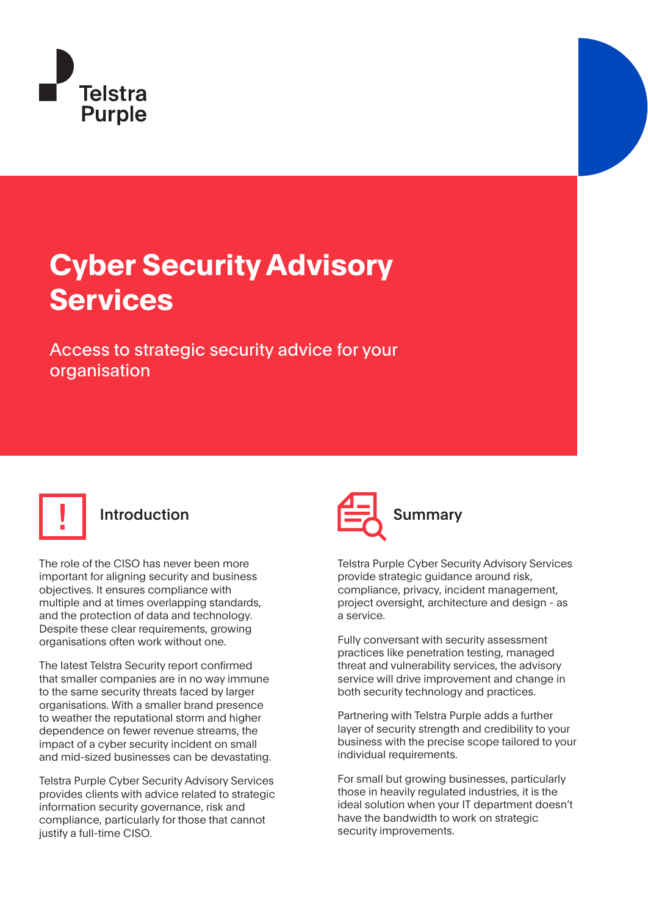Telstra Purple

# Cyber Security Advisory Services

Access to strategic security advice for your organisation

## Introduction

The role of the CISO has never been more important for aligning security and business objectives. It ensures compliance with multiple and at times overlapping standards, and the protection of data and technology. Despite these clear requirements, growing organisations often work without one.

The latest Telstra Security report confirmed that smaller companies are in no way immune to the same security threats faced by larger organisations. With a smaller brand presence to weather the reputational storm and higher dependence on fewer revenue streams, the impact of a cyber security incident on small and mid-sized businesses can be devastating.

Telstra Purple Cyber Security Advisory Services provides clients with advice related to strategic information security governance, risk and compliance, particularly for those that cannot justify a full-time CISO.

## Summary

Telstra Purple Cyber Security Advisory Services provide strategic guidance around risk, compliance, privacy, incident management, project oversight, architecture and design - as a service.

Fully conversant with security assessment practices like penetration testing, managed threat and vulnerability services, the advisory service will drive improvement and change in both security technology and practices.

Partnering with Telstra Purple adds a further layer of security strength and credibility to your business with the precise scope tailored to your individual requirements.

For small but growing businesses, particularly those in heavily regulated industries, it is the ideal solution when your IT department doesn't have the bandwidth to work on strategic security improvements.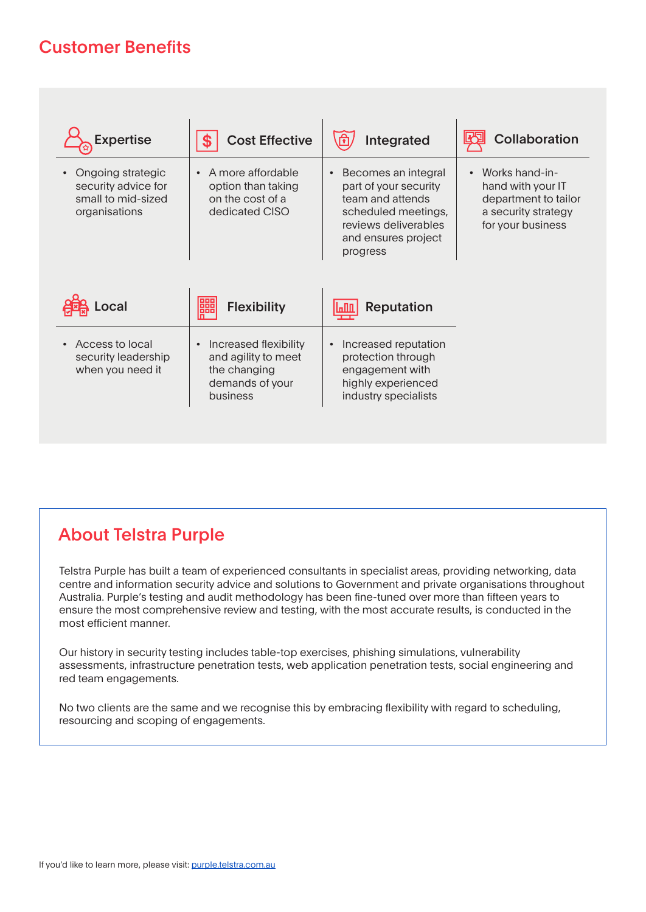## Customer Benefits

### Expertise

- Ongoing strategic security advice for small to mid-sized organisations

### Cost Effective

- A more affordable option than taking on the cost of a dedicated CISO

### Integrated

- Becomes an integral part of your security team and attends scheduled meetings, reviews deliverables and ensures project progress

### Collaboration

- Works hand-in-hand with your IT department to tailor a security strategy for your business

### Local

- Access to local security leadership when you need it

### Flexibility

- Increased flexibility and agility to meet the changing demands of your business

### Reputation

- Increased reputation protection through engagement with highly experienced industry specialists

## About Telstra Purple

Telstra Purple has built a team of experienced consultants in specialist areas, providing networking, data centre and information security advice and solutions to Government and private organisations throughout Australia. Purple's testing and audit methodology has been fine-tuned over more than fifteen years to ensure the most comprehensive review and testing, with the most accurate results, is conducted in the most efficient manner.

Our history in security testing includes table-top exercises, phishing simulations, vulnerability assessments, infrastructure penetration tests, web application penetration tests, social engineering and red team engagements.

No two clients are the same and we recognise this by embracing flexibility with regard to scheduling, resourcing and scoping of engagements.

If you'd like to learn more, please visit: [purple.telstra.com.au](https://purple.telstra.com.au)